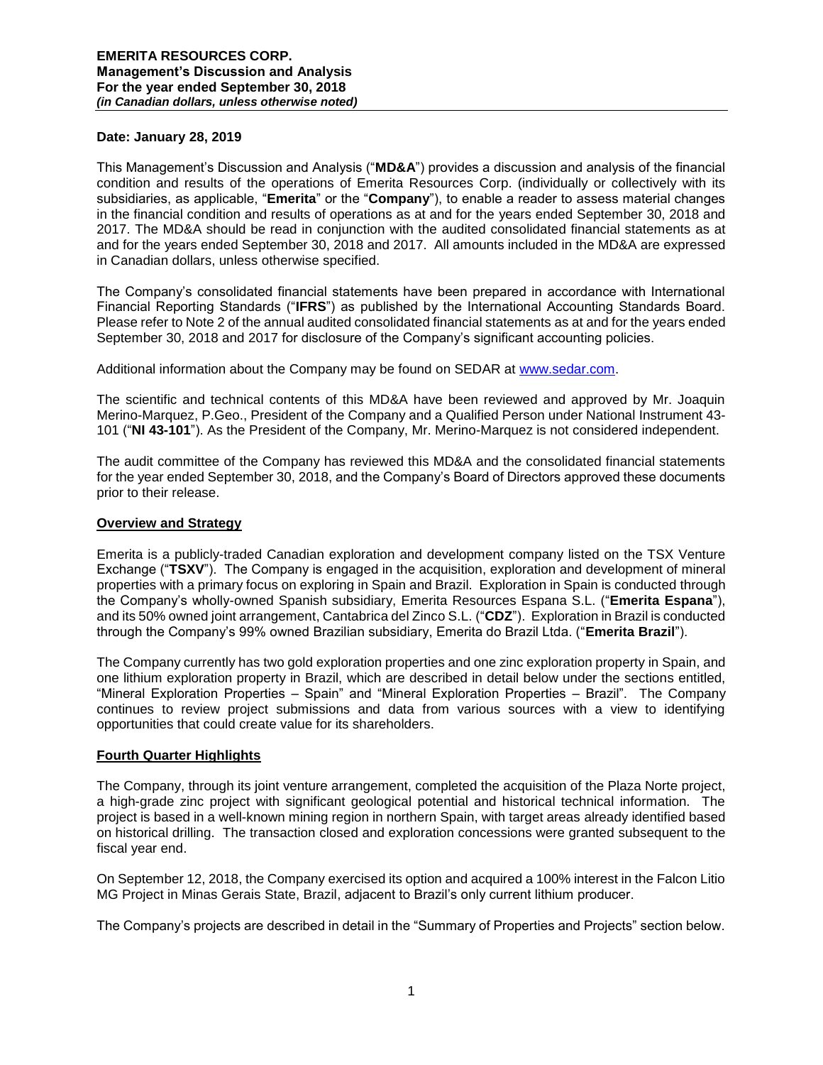**Date: January 28, 2019**

This Management's Discussion and Analysis ("**MD&A**") provides a discussion and analysis of the financial condition and results of the operations of Emerita Resources Corp. (individually or collectively with its subsidiaries, as applicable, "**Emerita**" or the "**Company**"), to enable a reader to assess material changes in the financial condition and results of operations as at and for the years ended September 30, 2018 and 2017. The MD&A should be read in conjunction with the audited consolidated financial statements as at and for the years ended September 30, 2018 and 2017. All amounts included in the MD&A are expressed in Canadian dollars, unless otherwise specified.

The Company's consolidated financial statements have been prepared in accordance with International Financial Reporting Standards ("**IFRS**") as published by the International Accounting Standards Board. Please refer to Note 2 of the annual audited consolidated financial statements as at and for the years ended September 30, 2018 and 2017 for disclosure of the Company's significant accounting policies.

Additional information about the Company may be found on SEDAR at www.sedar.com.

The scientific and technical contents of this MD&A have been reviewed and approved by Mr. Joaquin Merino-Marquez, P.Geo., President of the Company and a Qualified Person under National Instrument 43-101 ("**NI 43-101**"). As the President of the Company, Mr. Merino-Marquez is not considered independent.

The audit committee of the Company has reviewed this MD&A and the consolidated financial statements for the year ended September 30, 2018, and the Company's Board of Directors approved these documents prior to their release.

## Overview and Strategy

Emerita is a publicly-traded Canadian exploration and development company listed on the TSX Venture Exchange ("**TSXV**"). The Company is engaged in the acquisition, exploration and development of mineral properties with a primary focus on exploring in Spain and Brazil. Exploration in Spain is conducted through the Company's wholly-owned Spanish subsidiary, Emerita Resources Espana S.L. ("**Emerita Espana**"), and its 50% owned joint arrangement, Cantabrica del Zinco S.L. ("**CDZ**"). Exploration in Brazil is conducted through the Company's 99% owned Brazilian subsidiary, Emerita do Brazil Ltda. ("**Emerita Brazil**").

The Company currently has two gold exploration properties and one zinc exploration property in Spain, and one lithium exploration property in Brazil, which are described in detail below under the sections entitled, "Mineral Exploration Properties – Spain" and "Mineral Exploration Properties – Brazil". The Company continues to review project submissions and data from various sources with a view to identifying opportunities that could create value for its shareholders.

## Fourth Quarter Highlights

The Company, through its joint venture arrangement, completed the acquisition of the Plaza Norte project, a high-grade zinc project with significant geological potential and historical technical information. The project is based in a well-known mining region in northern Spain, with target areas already identified based on historical drilling. The transaction closed and exploration concessions were granted subsequent to the fiscal year end.

On September 12, 2018, the Company exercised its option and acquired a 100% interest in the Falcon Litio MG Project in Minas Gerais State, Brazil, adjacent to Brazil's only current lithium producer.

The Company's projects are described in detail in the "Summary of Properties and Projects" section below.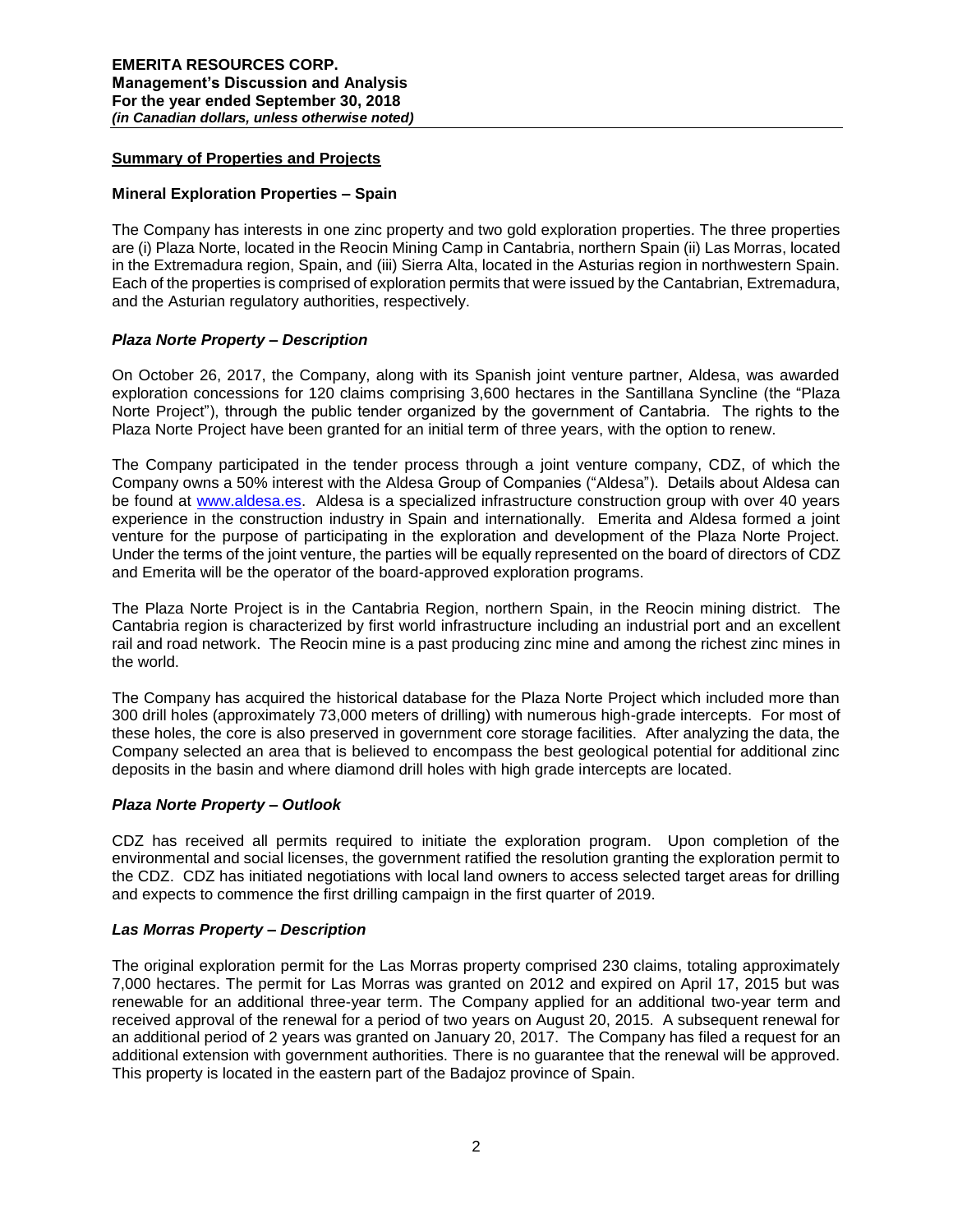## Summary of Properties and Projects

### Mineral Exploration Properties – Spain

The Company has interests in one zinc property and two gold exploration properties. The three properties are (i) Plaza Norte, located in the Reocin Mining Camp in Cantabria, northern Spain (ii) Las Morras, located in the Extremadura region, Spain, and (iii) Sierra Alta, located in the Asturias region in northwestern Spain. Each of the properties is comprised of exploration permits that were issued by the Cantabrian, Extremadura, and the Asturian regulatory authorities, respectively.

### *Plaza Norte Property – Description*

On October 26, 2017, the Company, along with its Spanish joint venture partner, Aldesa, was awarded exploration concessions for 120 claims comprising 3,600 hectares in the Santillana Syncline (the "Plaza Norte Project"), through the public tender organized by the government of Cantabria. The rights to the Plaza Norte Project have been granted for an initial term of three years, with the option to renew.

The Company participated in the tender process through a joint venture company, CDZ, of which the Company owns a 50% interest with the Aldesa Group of Companies ("Aldesa"). Details about Aldesa can be found at www.aldesa.es. Aldesa is a specialized infrastructure construction group with over 40 years experience in the construction industry in Spain and internationally. Emerita and Aldesa formed a joint venture for the purpose of participating in the exploration and development of the Plaza Norte Project. Under the terms of the joint venture, the parties will be equally represented on the board of directors of CDZ and Emerita will be the operator of the board-approved exploration programs.

The Plaza Norte Project is in the Cantabria Region, northern Spain, in the Reocin mining district. The Cantabria region is characterized by first world infrastructure including an industrial port and an excellent rail and road network. The Reocin mine is a past producing zinc mine and among the richest zinc mines in the world.

The Company has acquired the historical database for the Plaza Norte Project which included more than 300 drill holes (approximately 73,000 meters of drilling) with numerous high-grade intercepts. For most of these holes, the core is also preserved in government core storage facilities. After analyzing the data, the Company selected an area that is believed to encompass the best geological potential for additional zinc deposits in the basin and where diamond drill holes with high grade intercepts are located.

### *Plaza Norte Property – Outlook*

CDZ has received all permits required to initiate the exploration program. Upon completion of the environmental and social licenses, the government ratified the resolution granting the exploration permit to the CDZ. CDZ has initiated negotiations with local land owners to access selected target areas for drilling and expects to commence the first drilling campaign in the first quarter of 2019.

### *Las Morras Property – Description*

The original exploration permit for the Las Morras property comprised 230 claims, totaling approximately 7,000 hectares. The permit for Las Morras was granted on 2012 and expired on April 17, 2015 but was renewable for an additional three-year term. The Company applied for an additional two-year term and received approval of the renewal for a period of two years on August 20, 2015. A subsequent renewal for an additional period of 2 years was granted on January 20, 2017. The Company has filed a request for an additional extension with government authorities. There is no guarantee that the renewal will be approved. This property is located in the eastern part of the Badajoz province of Spain.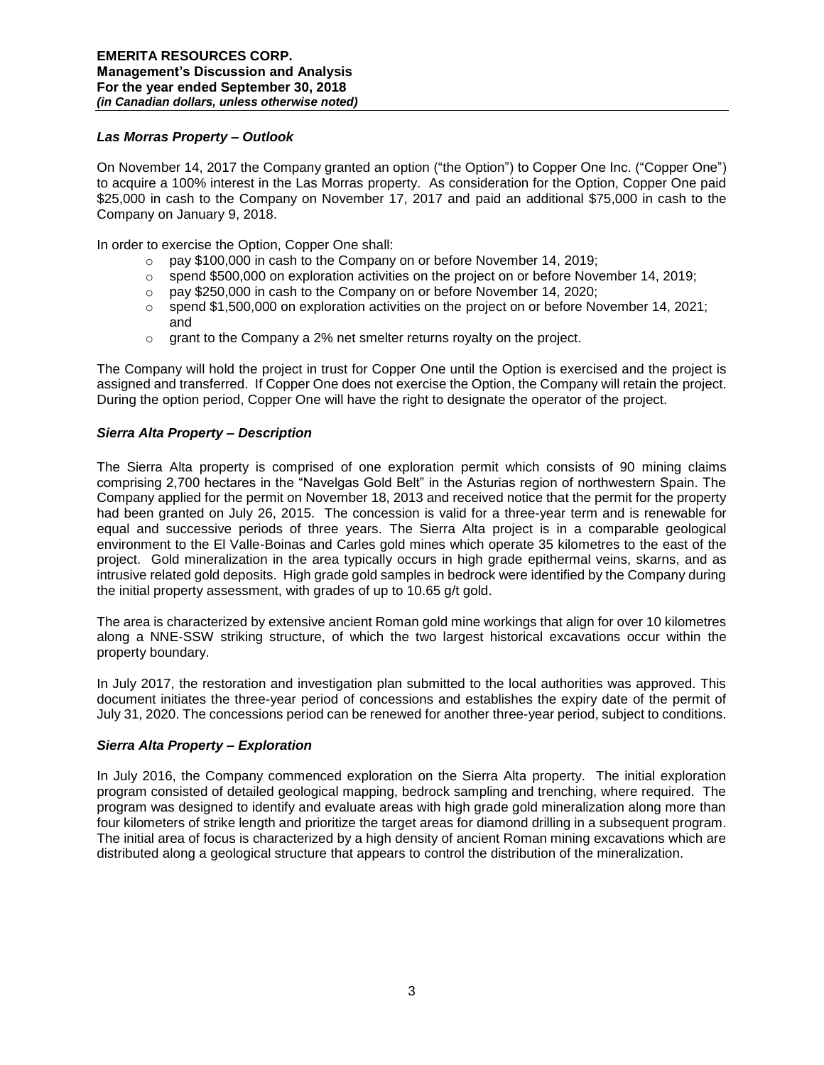### *Las Morras Property – Outlook*

On November 14, 2017 the Company granted an option ("the Option") to Copper One Inc. ("Copper One") to acquire a 100% interest in the Las Morras property. As consideration for the Option, Copper One paid $25,000 in cash to the Company on November 17, 2017 and paid an additional $75,000 in cash to the Company on January 9, 2018.

In order to exercise the Option, Copper One shall:

- pay $100,000 in cash to the Company on or before November 14, 2019;
- spend $500,000 on exploration activities on the project on or before November 14, 2019;
- pay $250,000 in cash to the Company on or before November 14, 2020;
- spend $1,500,000 on exploration activities on the project on or before November 14, 2021; and
- grant to the Company a 2% net smelter returns royalty on the project.

The Company will hold the project in trust for Copper One until the Option is exercised and the project is assigned and transferred. If Copper One does not exercise the Option, the Company will retain the project. During the option period, Copper One will have the right to designate the operator of the project.

### *Sierra Alta Property – Description*

The Sierra Alta property is comprised of one exploration permit which consists of 90 mining claims comprising 2,700 hectares in the "Navelgas Gold Belt" in the Asturias region of northwestern Spain. The Company applied for the permit on November 18, 2013 and received notice that the permit for the property had been granted on July 26, 2015. The concession is valid for a three-year term and is renewable for equal and successive periods of three years. The Sierra Alta project is in a comparable geological environment to the El Valle-Boinas and Carles gold mines which operate 35 kilometres to the east of the project. Gold mineralization in the area typically occurs in high grade epithermal veins, skarns, and as intrusive related gold deposits. High grade gold samples in bedrock were identified by the Company during the initial property assessment, with grades of up to 10.65 g/t gold.

The area is characterized by extensive ancient Roman gold mine workings that align for over 10 kilometres along a NNE-SSW striking structure, of which the two largest historical excavations occur within the property boundary.

In July 2017, the restoration and investigation plan submitted to the local authorities was approved. This document initiates the three-year period of concessions and establishes the expiry date of the permit of July 31, 2020. The concessions period can be renewed for another three-year period, subject to conditions.

### *Sierra Alta Property – Exploration*

In July 2016, the Company commenced exploration on the Sierra Alta property. The initial exploration program consisted of detailed geological mapping, bedrock sampling and trenching, where required. The program was designed to identify and evaluate areas with high grade gold mineralization along more than four kilometers of strike length and prioritize the target areas for diamond drilling in a subsequent program. The initial area of focus is characterized by a high density of ancient Roman mining excavations which are distributed along a geological structure that appears to control the distribution of the mineralization.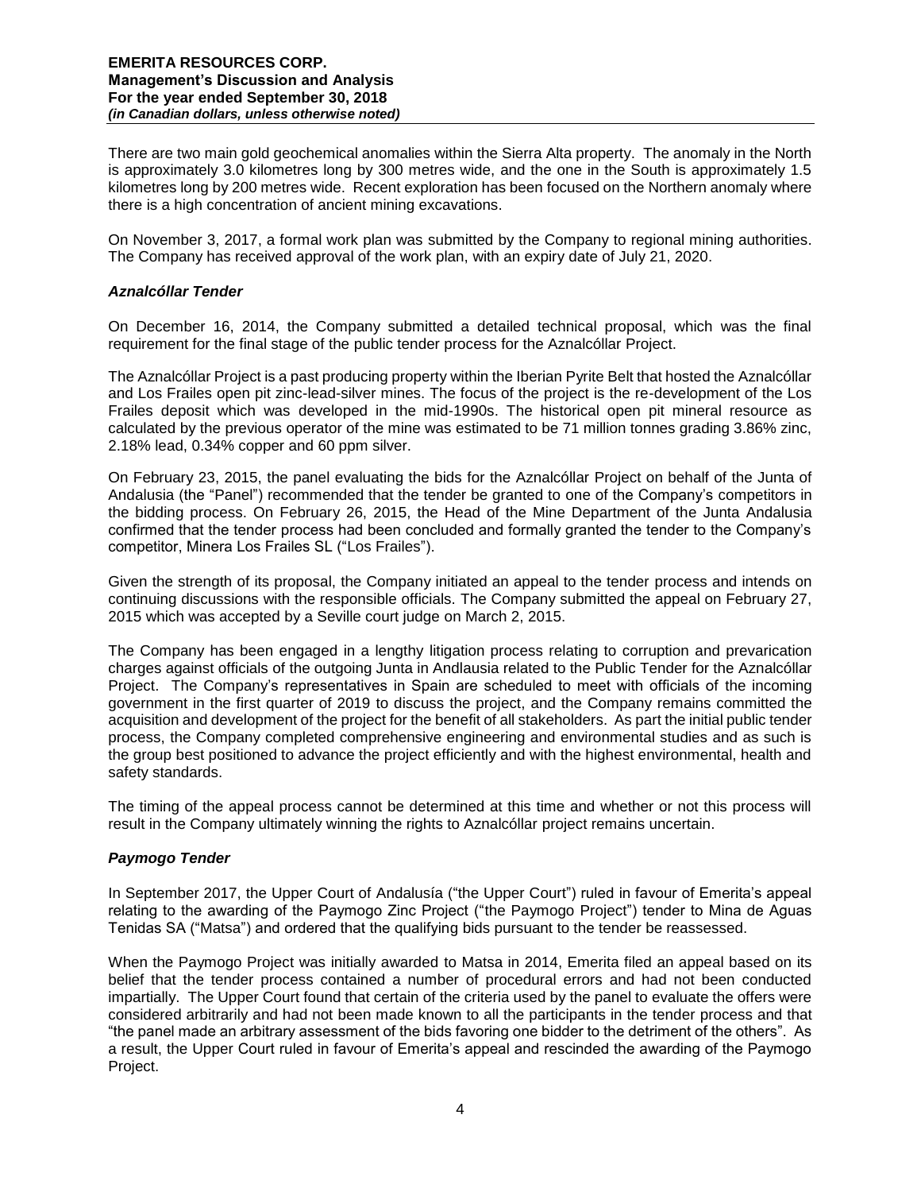There are two main gold geochemical anomalies within the Sierra Alta property. The anomaly in the North is approximately 3.0 kilometres long by 300 metres wide, and the one in the South is approximately 1.5 kilometres long by 200 metres wide. Recent exploration has been focused on the Northern anomaly where there is a high concentration of ancient mining excavations.

On November 3, 2017, a formal work plan was submitted by the Company to regional mining authorities. The Company has received approval of the work plan, with an expiry date of July 21, 2020.

### *Aznalcóllar Tender*

On December 16, 2014, the Company submitted a detailed technical proposal, which was the final requirement for the final stage of the public tender process for the Aznalcóllar Project.

The Aznalcóllar Project is a past producing property within the Iberian Pyrite Belt that hosted the Aznalcóllar and Los Frailes open pit zinc-lead-silver mines. The focus of the project is the re-development of the Los Frailes deposit which was developed in the mid-1990s. The historical open pit mineral resource as calculated by the previous operator of the mine was estimated to be 71 million tonnes grading 3.86% zinc, 2.18% lead, 0.34% copper and 60 ppm silver.

On February 23, 2015, the panel evaluating the bids for the Aznalcóllar Project on behalf of the Junta of Andalusia (the "Panel") recommended that the tender be granted to one of the Company's competitors in the bidding process. On February 26, 2015, the Head of the Mine Department of the Junta Andalusia confirmed that the tender process had been concluded and formally granted the tender to the Company's competitor, Minera Los Frailes SL ("Los Frailes").

Given the strength of its proposal, the Company initiated an appeal to the tender process and intends on continuing discussions with the responsible officials. The Company submitted the appeal on February 27, 2015 which was accepted by a Seville court judge on March 2, 2015.

The Company has been engaged in a lengthy litigation process relating to corruption and prevarication charges against officials of the outgoing Junta in Andlausia related to the Public Tender for the Aznalcóllar Project. The Company's representatives in Spain are scheduled to meet with officials of the incoming government in the first quarter of 2019 to discuss the project, and the Company remains committed the acquisition and development of the project for the benefit of all stakeholders. As part the initial public tender process, the Company completed comprehensive engineering and environmental studies and as such is the group best positioned to advance the project efficiently and with the highest environmental, health and safety standards.

The timing of the appeal process cannot be determined at this time and whether or not this process will result in the Company ultimately winning the rights to Aznalcóllar project remains uncertain.

### *Paymogo Tender*

In September 2017, the Upper Court of Andalusía ("the Upper Court") ruled in favour of Emerita's appeal relating to the awarding of the Paymogo Zinc Project ("the Paymogo Project") tender to Mina de Aguas Tenidas SA ("Matsa") and ordered that the qualifying bids pursuant to the tender be reassessed.

When the Paymogo Project was initially awarded to Matsa in 2014, Emerita filed an appeal based on its belief that the tender process contained a number of procedural errors and had not been conducted impartially. The Upper Court found that certain of the criteria used by the panel to evaluate the offers were considered arbitrarily and had not been made known to all the participants in the tender process and that "the panel made an arbitrary assessment of the bids favoring one bidder to the detriment of the others". As a result, the Upper Court ruled in favour of Emerita's appeal and rescinded the awarding of the Paymogo Project.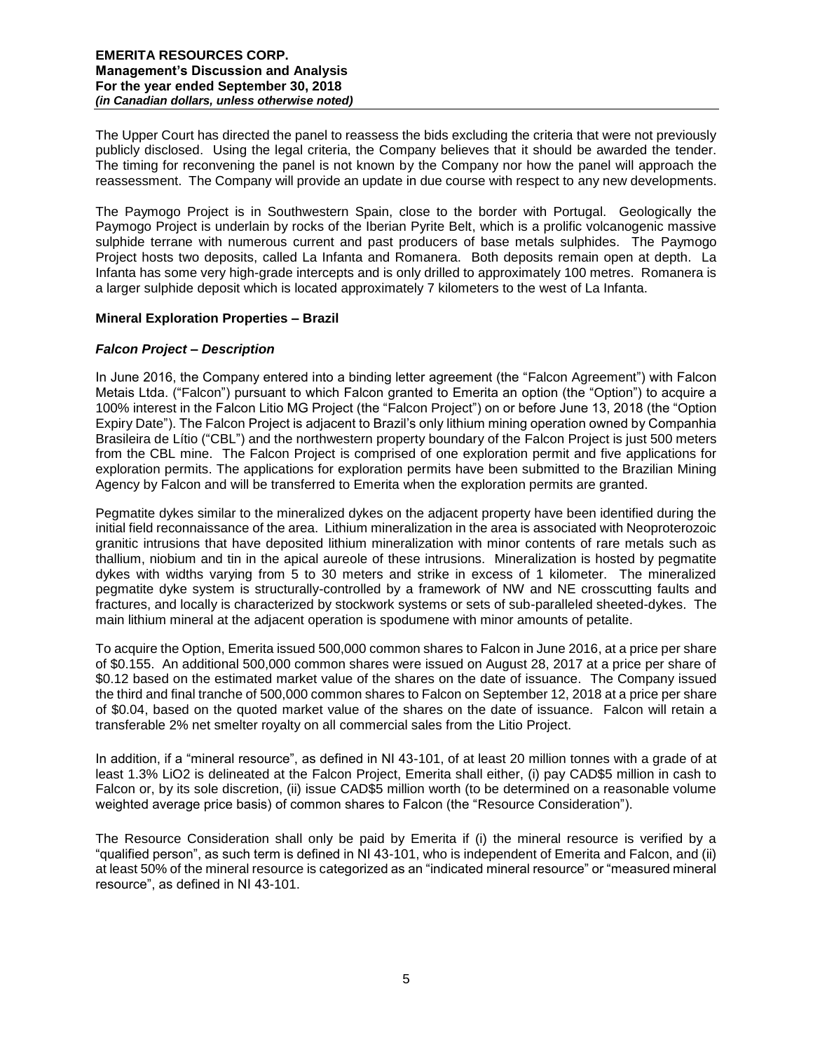The Upper Court has directed the panel to reassess the bids excluding the criteria that were not previously publicly disclosed. Using the legal criteria, the Company believes that it should be awarded the tender. The timing for reconvening the panel is not known by the Company nor how the panel will approach the reassessment. The Company will provide an update in due course with respect to any new developments.

The Paymogo Project is in Southwestern Spain, close to the border with Portugal. Geologically the Paymogo Project is underlain by rocks of the Iberian Pyrite Belt, which is a prolific volcanogenic massive sulphide terrane with numerous current and past producers of base metals sulphides. The Paymogo Project hosts two deposits, called La Infanta and Romanera. Both deposits remain open at depth. La Infanta has some very high-grade intercepts and is only drilled to approximately 100 metres. Romanera is a larger sulphide deposit which is located approximately 7 kilometers to the west of La Infanta.

## Mineral Exploration Properties – Brazil

### *Falcon Project – Description*

In June 2016, the Company entered into a binding letter agreement (the "Falcon Agreement") with Falcon Metais Ltda. ("Falcon") pursuant to which Falcon granted to Emerita an option (the "Option") to acquire a 100% interest in the Falcon Litio MG Project (the "Falcon Project") on or before June 13, 2018 (the "Option Expiry Date"). The Falcon Project is adjacent to Brazil's only lithium mining operation owned by Companhia Brasileira de Lítio ("CBL") and the northwestern property boundary of the Falcon Project is just 500 meters from the CBL mine. The Falcon Project is comprised of one exploration permit and five applications for exploration permits. The applications for exploration permits have been submitted to the Brazilian Mining Agency by Falcon and will be transferred to Emerita when the exploration permits are granted.

Pegmatite dykes similar to the mineralized dykes on the adjacent property have been identified during the initial field reconnaissance of the area. Lithium mineralization in the area is associated with Neoproterozoic granitic intrusions that have deposited lithium mineralization with minor contents of rare metals such as thallium, niobium and tin in the apical aureole of these intrusions. Mineralization is hosted by pegmatite dykes with widths varying from 5 to 30 meters and strike in excess of 1 kilometer. The mineralized pegmatite dyke system is structurally-controlled by a framework of NW and NE crosscutting faults and fractures, and locally is characterized by stockwork systems or sets of sub-paralleled sheeted-dykes. The main lithium mineral at the adjacent operation is spodumene with minor amounts of petalite.

To acquire the Option, Emerita issued 500,000 common shares to Falcon in June 2016, at a price per share of $0.155. An additional 500,000 common shares were issued on August 28, 2017 at a price per share of $0.12 based on the estimated market value of the shares on the date of issuance. The Company issued the third and final tranche of 500,000 common shares to Falcon on September 12, 2018 at a price per share of $0.04, based on the quoted market value of the shares on the date of issuance. Falcon will retain a transferable 2% net smelter royalty on all commercial sales from the Litio Project.

In addition, if a "mineral resource", as defined in NI 43-101, of at least 20 million tonnes with a grade of at least 1.3% $LiO_2$ is delineated at the Falcon Project, Emerita shall either, (i) pay CAD$5 million in cash to Falcon or, by its sole discretion, (ii) issue CAD$5 million worth (to be determined on a reasonable volume weighted average price basis) of common shares to Falcon (the "Resource Consideration").

The Resource Consideration shall only be paid by Emerita if (i) the mineral resource is verified by a "qualified person", as such term is defined in NI 43-101, who is independent of Emerita and Falcon, and (ii) at least 50% of the mineral resource is categorized as an "indicated mineral resource" or "measured mineral resource", as defined in NI 43-101.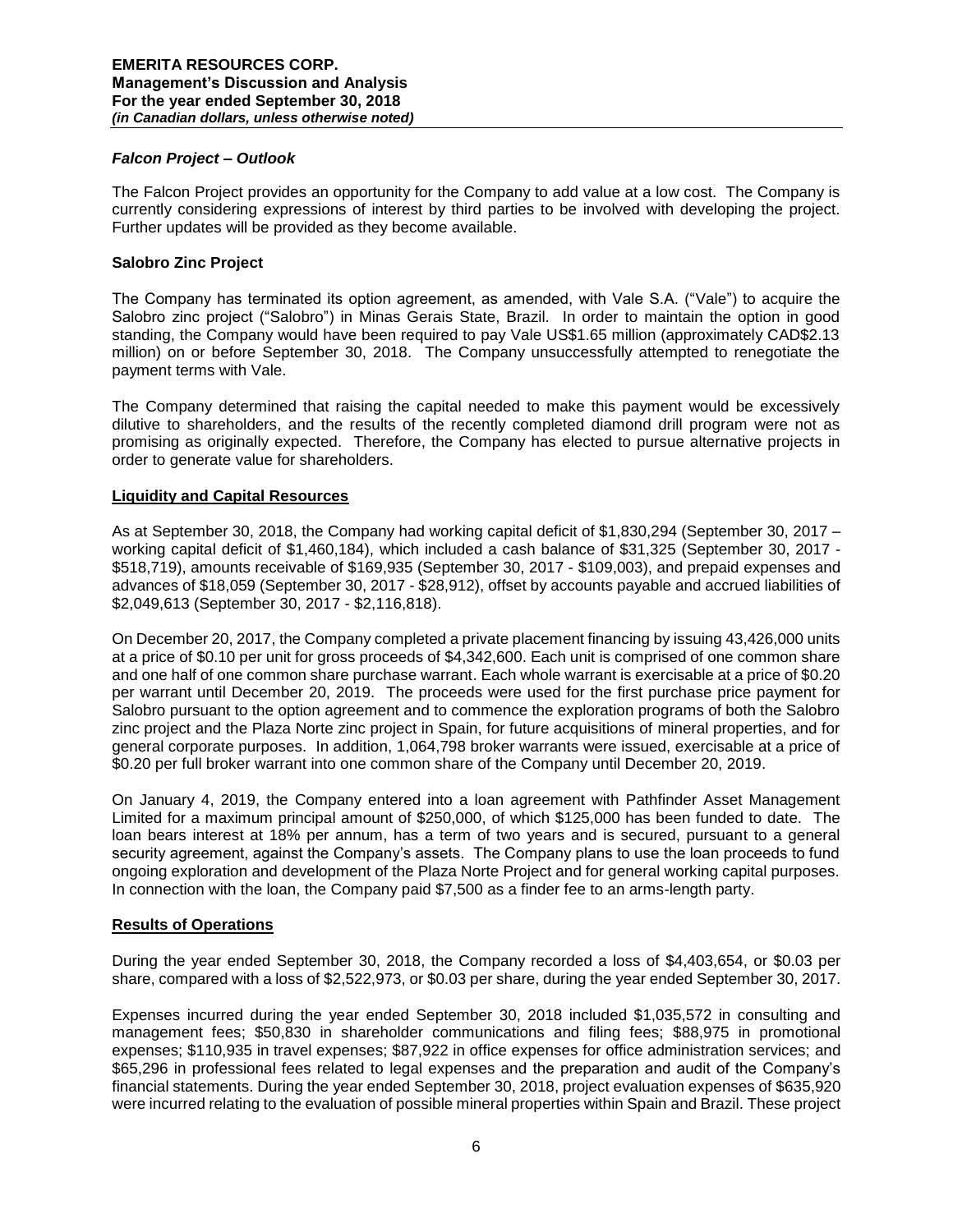### *Falcon Project – Outlook*

The Falcon Project provides an opportunity for the Company to add value at a low cost. The Company is currently considering expressions of interest by third parties to be involved with developing the project. Further updates will be provided as they become available.

### **Salobro Zinc Project**

The Company has terminated its option agreement, as amended, with Vale S.A. ("Vale") to acquire the Salobro zinc project ("Salobro") in Minas Gerais State, Brazil. In order to maintain the option in good standing, the Company would have been required to pay Vale US$1.65 million (approximately CAD$2.13 million) on or before September 30, 2018. The Company unsuccessfully attempted to renegotiate the payment terms with Vale.

The Company determined that raising the capital needed to make this payment would be excessively dilutive to shareholders, and the results of the recently completed diamond drill program were not as promising as originally expected. Therefore, the Company has elected to pursue alternative projects in order to generate value for shareholders.

## **Liquidity and Capital Resources**

As at September 30, 2018, the Company had working capital deficit of $1,830,294 (September 30, 2017 – working capital deficit of $1,460,184), which included a cash balance of $31,325 (September 30, 2017 - $518,719), amounts receivable of $169,935 (September 30, 2017 - $109,003), and prepaid expenses and advances of $18,059 (September 30, 2017 - $28,912), offset by accounts payable and accrued liabilities of $2,049,613 (September 30, 2017 - $2,116,818).

On December 20, 2017, the Company completed a private placement financing by issuing 43,426,000 units at a price of $0.10 per unit for gross proceeds of $4,342,600. Each unit is comprised of one common share and one half of one common share purchase warrant. Each whole warrant is exercisable at a price of $0.20 per warrant until December 20, 2019. The proceeds were used for the first purchase price payment for Salobro pursuant to the option agreement and to commence the exploration programs of both the Salobro zinc project and the Plaza Norte zinc project in Spain, for future acquisitions of mineral properties, and for general corporate purposes. In addition, 1,064,798 broker warrants were issued, exercisable at a price of $0.20 per full broker warrant into one common share of the Company until December 20, 2019.

On January 4, 2019, the Company entered into a loan agreement with Pathfinder Asset Management Limited for a maximum principal amount of $250,000, of which $125,000 has been funded to date. The loan bears interest at 18% per annum, has a term of two years and is secured, pursuant to a general security agreement, against the Company's assets. The Company plans to use the loan proceeds to fund ongoing exploration and development of the Plaza Norte Project and for general working capital purposes. In connection with the loan, the Company paid $7,500 as a finder fee to an arms-length party.

## **Results of Operations**

During the year ended September 30, 2018, the Company recorded a loss of $4,403,654, or $0.03 per share, compared with a loss of $2,522,973, or $0.03 per share, during the year ended September 30, 2017.

Expenses incurred during the year ended September 30, 2018 included $1,035,572 in consulting and management fees; $50,830 in shareholder communications and filing fees; $88,975 in promotional expenses; $110,935 in travel expenses; $87,922 in office expenses for office administration services; and $65,296 in professional fees related to legal expenses and the preparation and audit of the Company's financial statements. During the year ended September 30, 2018, project evaluation expenses of $635,920 were incurred relating to the evaluation of possible mineral properties within Spain and Brazil. These project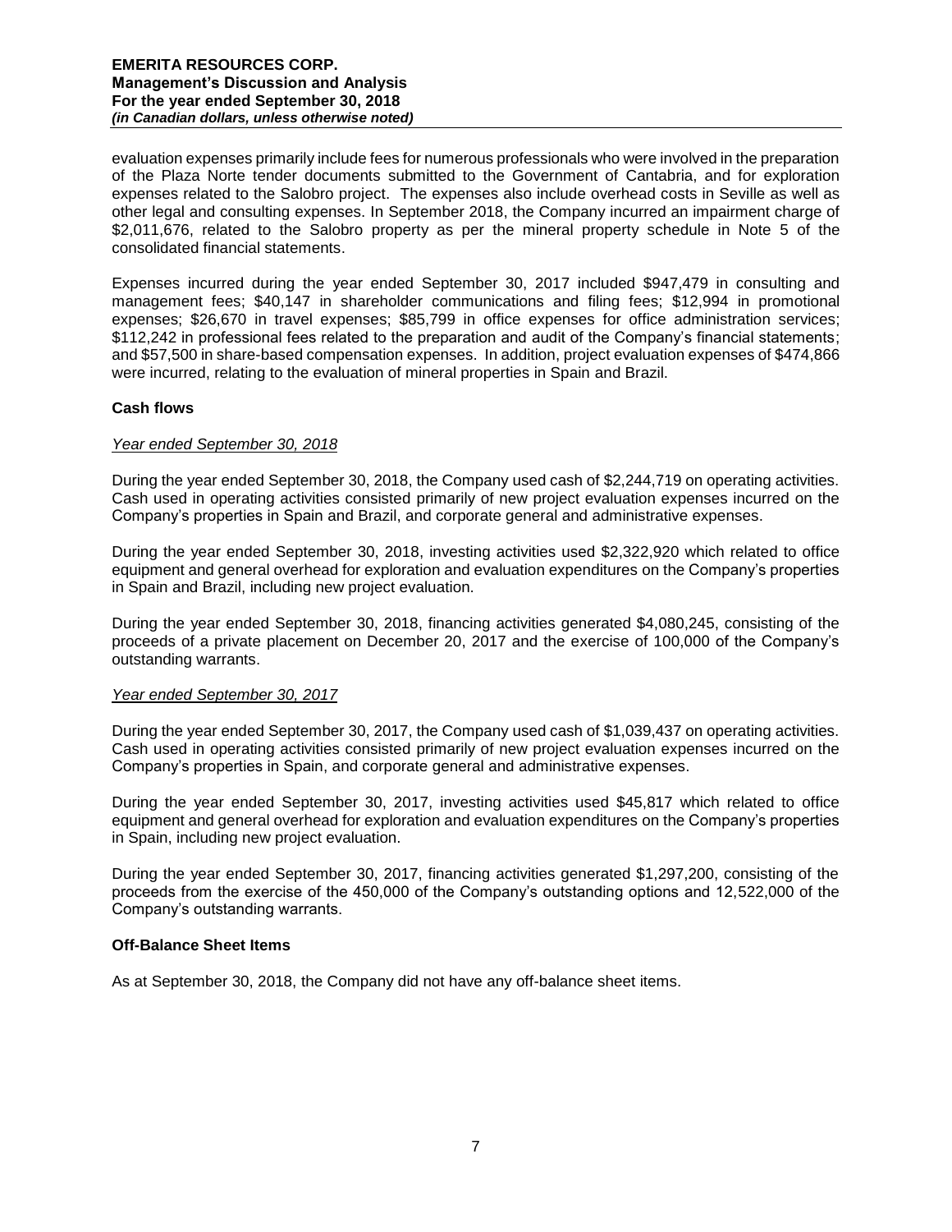evaluation expenses primarily include fees for numerous professionals who were involved in the preparation of the Plaza Norte tender documents submitted to the Government of Cantabria, and for exploration expenses related to the Salobro project. The expenses also include overhead costs in Seville as well as other legal and consulting expenses. In September 2018, the Company incurred an impairment charge of $2,011,676, related to the Salobro property as per the mineral property schedule in Note 5 of the consolidated financial statements.

Expenses incurred during the year ended September 30, 2017 included $947,479 in consulting and management fees; $40,147 in shareholder communications and filing fees; $12,994 in promotional expenses; $26,670 in travel expenses; $85,799 in office expenses for office administration services; $112,242 in professional fees related to the preparation and audit of the Company's financial statements; and $57,500 in share-based compensation expenses. In addition, project evaluation expenses of $474,866 were incurred, relating to the evaluation of mineral properties in Spain and Brazil.

**Cash flows**

*Year ended September 30, 2018*

During the year ended September 30, 2018, the Company used cash of $2,244,719 on operating activities. Cash used in operating activities consisted primarily of new project evaluation expenses incurred on the Company's properties in Spain and Brazil, and corporate general and administrative expenses.

During the year ended September 30, 2018, investing activities used $2,322,920 which related to office equipment and general overhead for exploration and evaluation expenditures on the Company's properties in Spain and Brazil, including new project evaluation.

During the year ended September 30, 2018, financing activities generated $4,080,245, consisting of the proceeds of a private placement on December 20, 2017 and the exercise of 100,000 of the Company's outstanding warrants.

*Year ended September 30, 2017*

During the year ended September 30, 2017, the Company used cash of $1,039,437 on operating activities. Cash used in operating activities consisted primarily of new project evaluation expenses incurred on the Company's properties in Spain, and corporate general and administrative expenses.

During the year ended September 30, 2017, investing activities used $45,817 which related to office equipment and general overhead for exploration and evaluation expenditures on the Company's properties in Spain, including new project evaluation.

During the year ended September 30, 2017, financing activities generated $1,297,200, consisting of the proceeds from the exercise of the 450,000 of the Company's outstanding options and 12,522,000 of the Company's outstanding warrants.

**Off-Balance Sheet Items**

As at September 30, 2018, the Company did not have any off-balance sheet items.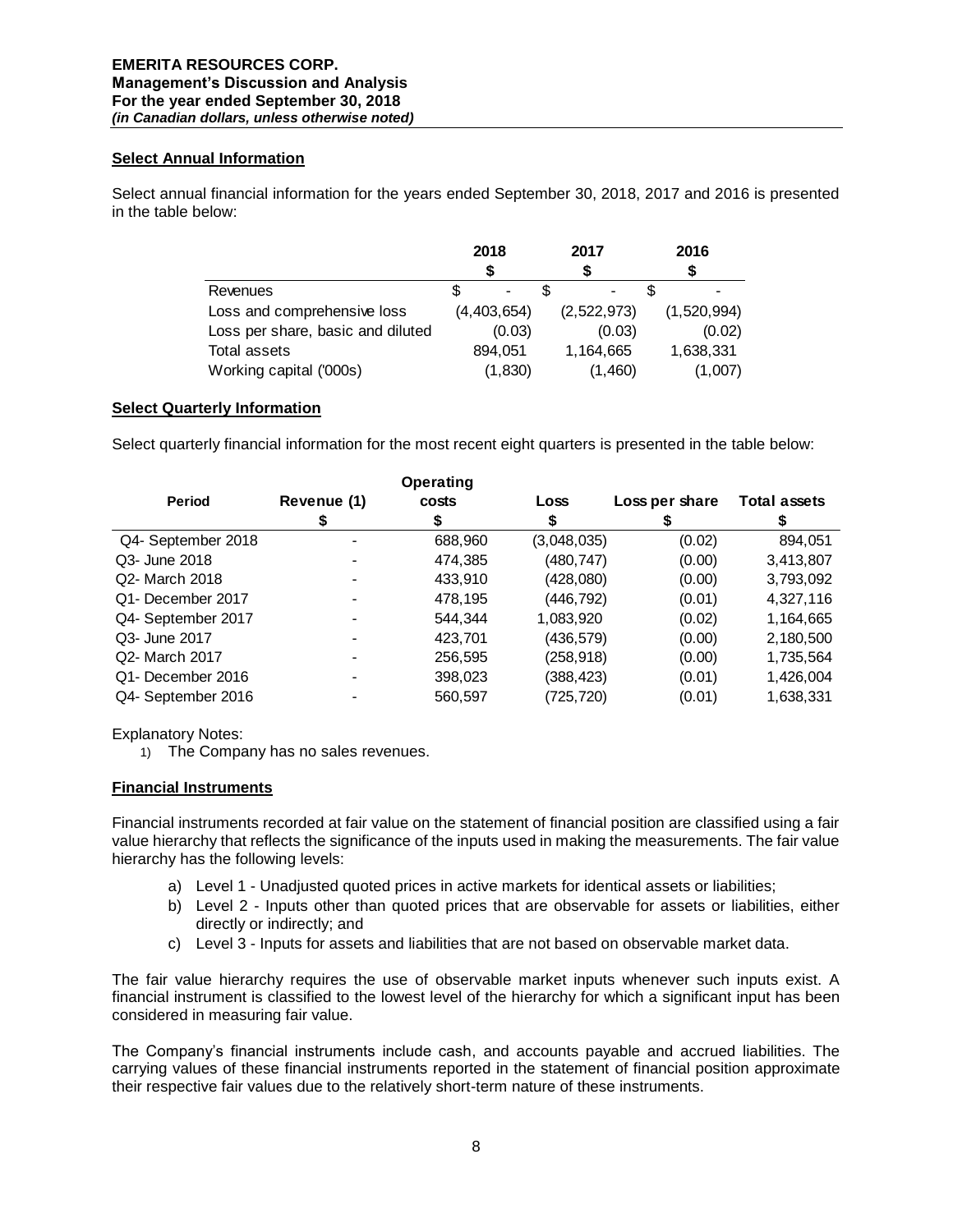**EMERITA RESOURCES CORP.**
**Management's Discussion and Analysis**
**For the year ended September 30, 2018**
***(in Canadian dollars, unless otherwise noted)***

## Select Annual Information

Select annual financial information for the years ended September 30, 2018, 2017 and 2016 is presented in the table below:

| | 2018<br>$ | 2017<br>$ | 2016<br>$ |
|---|---|---|---|
| Revenues | $ - | $ - | $ - |
| Loss and comprehensive loss | (4,403,654) | (2,522,973) | (1,520,994) |
| Loss per share, basic and diluted | (0.03) | (0.03) | (0.02) |
| Total assets | 894,051 | 1,164,665 | 1,638,331 |
| Working capital ('000s) | (1,830) | (1,460) | (1,007) |

## Select Quarterly Information

Select quarterly financial information for the most recent eight quarters is presented in the table below:

| Period | Revenue (1)<br>$ | Operating costs<br>$ | Loss<br>$ | Loss per share<br>$ | Total assets<br>$ |
|---|---|---|---|---|---|
| Q4- September 2018 | - | 688,960 | (3,048,035) | (0.02) | 894,051 |
| Q3- June 2018 | - | 474,385 | (480,747) | (0.00) | 3,413,807 |
| Q2- March 2018 | - | 433,910 | (428,080) | (0.00) | 3,793,092 |
| Q1- December 2017 | - | 478,195 | (446,792) | (0.01) | 4,327,116 |
| Q4- September 2017 | - | 544,344 | 1,083,920 | (0.02) | 1,164,665 |
| Q3- June 2017 | - | 423,701 | (436,579) | (0.00) | 2,180,500 |
| Q2- March 2017 | - | 256,595 | (258,918) | (0.00) | 1,735,564 |
| Q1- December 2016 | - | 398,023 | (388,423) | (0.01) | 1,426,004 |
| Q4- September 2016 | - | 560,597 | (725,720) | (0.01) | 1,638,331 |

Explanatory Notes:

1) The Company has no sales revenues.

## Financial Instruments

Financial instruments recorded at fair value on the statement of financial position are classified using a fair value hierarchy that reflects the significance of the inputs used in making the measurements. The fair value hierarchy has the following levels:

a) Level 1 - Unadjusted quoted prices in active markets for identical assets or liabilities;
b) Level 2 - Inputs other than quoted prices that are observable for assets or liabilities, either directly or indirectly; and
c) Level 3 - Inputs for assets and liabilities that are not based on observable market data.

The fair value hierarchy requires the use of observable market inputs whenever such inputs exist. A financial instrument is classified to the lowest level of the hierarchy for which a significant input has been considered in measuring fair value.

The Company's financial instruments include cash, and accounts payable and accrued liabilities. The carrying values of these financial instruments reported in the statement of financial position approximate their respective fair values due to the relatively short-term nature of these instruments.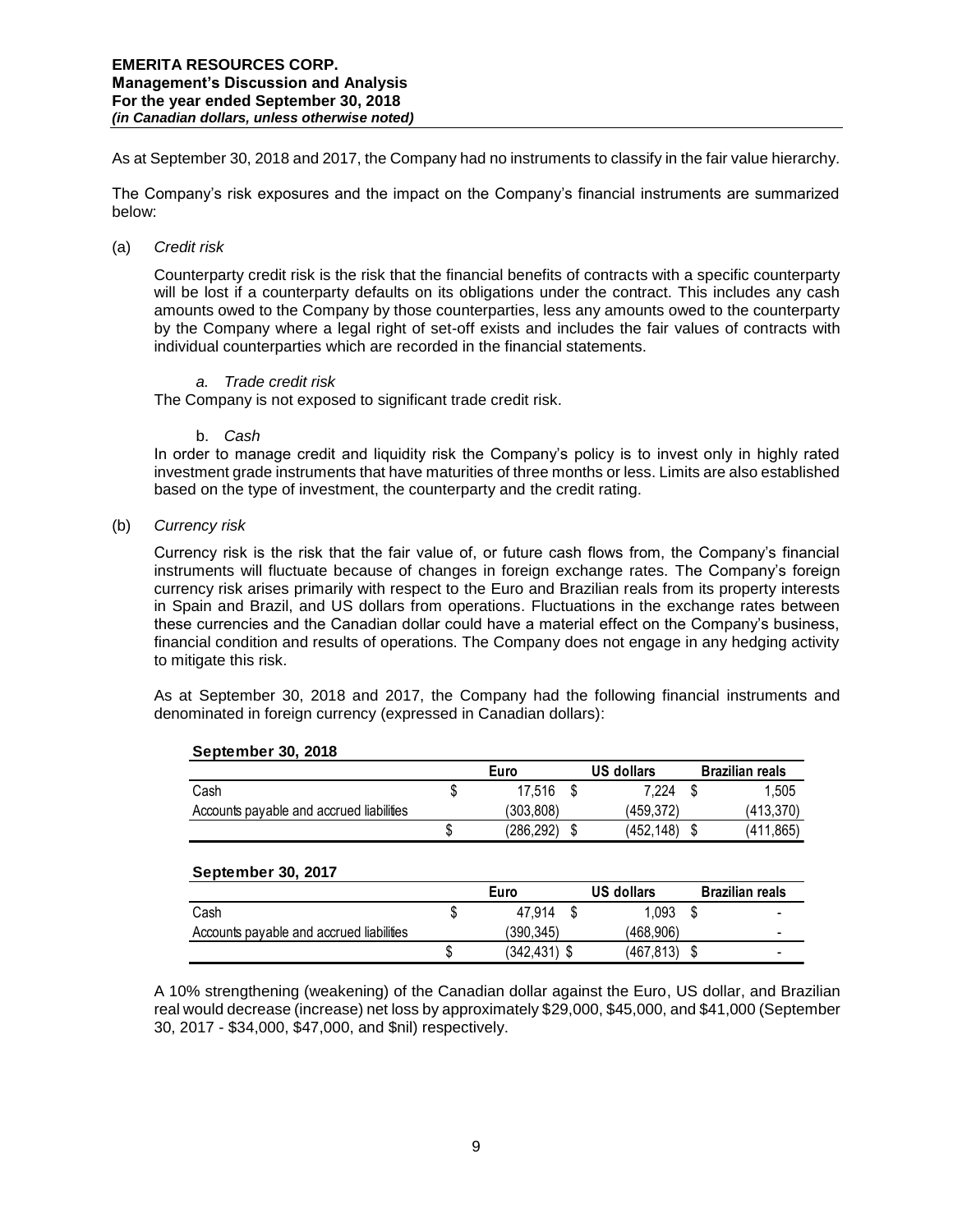As at September 30, 2018 and 2017, the Company had no instruments to classify in the fair value hierarchy.

The Company's risk exposures and the impact on the Company's financial instruments are summarized below:

(a) *Credit risk*

Counterparty credit risk is the risk that the financial benefits of contracts with a specific counterparty will be lost if a counterparty defaults on its obligations under the contract. This includes any cash amounts owed to the Company by those counterparties, less any amounts owed to the counterparty by the Company where a legal right of set-off exists and includes the fair values of contracts with individual counterparties which are recorded in the financial statements.

a. *Trade credit risk*

The Company is not exposed to significant trade credit risk.

b. *Cash*

In order to manage credit and liquidity risk the Company's policy is to invest only in highly rated investment grade instruments that have maturities of three months or less. Limits are also established based on the type of investment, the counterparty and the credit rating.

(b) *Currency risk*

Currency risk is the risk that the fair value of, or future cash flows from, the Company's financial instruments will fluctuate because of changes in foreign exchange rates. The Company's foreign currency risk arises primarily with respect to the Euro and Brazilian reals from its property interests in Spain and Brazil, and US dollars from operations. Fluctuations in the exchange rates between these currencies and the Canadian dollar could have a material effect on the Company's business, financial condition and results of operations. The Company does not engage in any hedging activity to mitigate this risk.

As at September 30, 2018 and 2017, the Company had the following financial instruments and denominated in foreign currency (expressed in Canadian dollars):

**September 30, 2018**

| | Euro | US dollars | Brazilian reals |
|---|---|---|---|
| Cash | $ 17,516 | $ 7,224 | $ 1,505 |
| Accounts payable and accrued liabilities | (303,808) | (459,372) | (413,370) |
| | $ (286,292) | $ (452,148) | $ (411,865) |

**September 30, 2017**

| | Euro | US dollars | Brazilian reals |
|---|---|---|---|
| Cash | $ 47,914 | $ 1,093 | $ - |
| Accounts payable and accrued liabilities | (390,345) | (468,906) | - |
| | $ (342,431) | $ (467,813) | $ - |

A 10% strengthening (weakening) of the Canadian dollar against the Euro, US dollar, and Brazilian real would decrease (increase) net loss by approximately $29,000, $45,000, and $41,000 (September 30, 2017 - $34,000, $47,000, and $nil) respectively.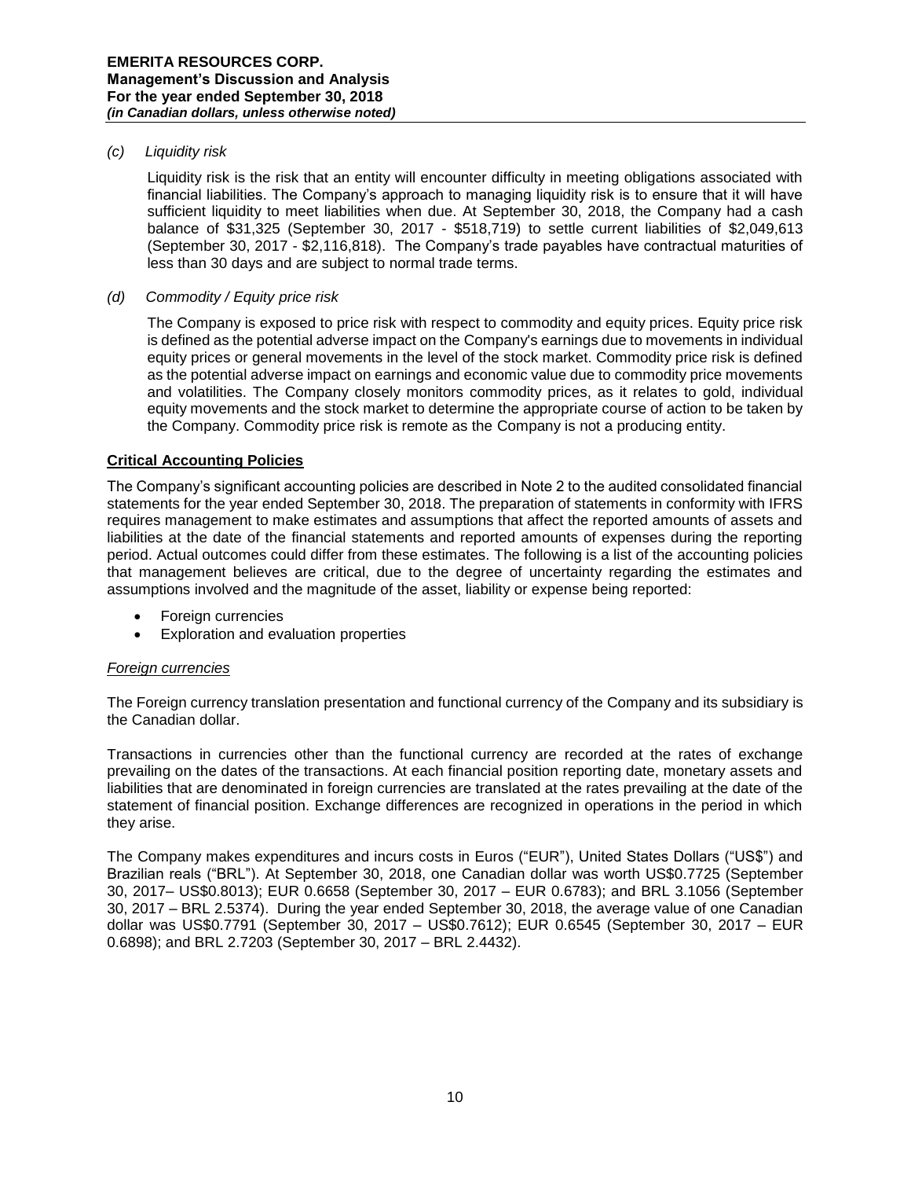*(c) Liquidity risk*

Liquidity risk is the risk that an entity will encounter difficulty in meeting obligations associated with financial liabilities. The Company's approach to managing liquidity risk is to ensure that it will have sufficient liquidity to meet liabilities when due. At September 30, 2018, the Company had a cash balance of $31,325 (September 30, 2017 - $518,719) to settle current liabilities of $2,049,613 (September 30, 2017 - $2,116,818). The Company's trade payables have contractual maturities of less than 30 days and are subject to normal trade terms.

*(d) Commodity / Equity price risk*

The Company is exposed to price risk with respect to commodity and equity prices. Equity price risk is defined as the potential adverse impact on the Company's earnings due to movements in individual equity prices or general movements in the level of the stock market. Commodity price risk is defined as the potential adverse impact on earnings and economic value due to commodity price movements and volatilities. The Company closely monitors commodity prices, as it relates to gold, individual equity movements and the stock market to determine the appropriate course of action to be taken by the Company. Commodity price risk is remote as the Company is not a producing entity.

## Critical Accounting Policies

The Company's significant accounting policies are described in Note 2 to the audited consolidated financial statements for the year ended September 30, 2018. The preparation of statements in conformity with IFRS requires management to make estimates and assumptions that affect the reported amounts of assets and liabilities at the date of the financial statements and reported amounts of expenses during the reporting period. Actual outcomes could differ from these estimates. The following is a list of the accounting policies that management believes are critical, due to the degree of uncertainty regarding the estimates and assumptions involved and the magnitude of the asset, liability or expense being reported:

- Foreign currencies
- Exploration and evaluation properties

### *Foreign currencies*

The Foreign currency translation presentation and functional currency of the Company and its subsidiary is the Canadian dollar.

Transactions in currencies other than the functional currency are recorded at the rates of exchange prevailing on the dates of the transactions. At each financial position reporting date, monetary assets and liabilities that are denominated in foreign currencies are translated at the rates prevailing at the date of the statement of financial position. Exchange differences are recognized in operations in the period in which they arise.

The Company makes expenditures and incurs costs in Euros ("EUR"), United States Dollars ("US$") and Brazilian reals ("BRL"). At September 30, 2018, one Canadian dollar was worth US$0.7725 (September 30, 2017– US$0.8013); EUR 0.6658 (September 30, 2017 – EUR 0.6783); and BRL 3.1056 (September 30, 2017 – BRL 2.5374). During the year ended September 30, 2018, the average value of one Canadian dollar was US$0.7791 (September 30, 2017 – US$0.7612); EUR 0.6545 (September 30, 2017 – EUR 0.6898); and BRL 2.7203 (September 30, 2017 – BRL 2.4432).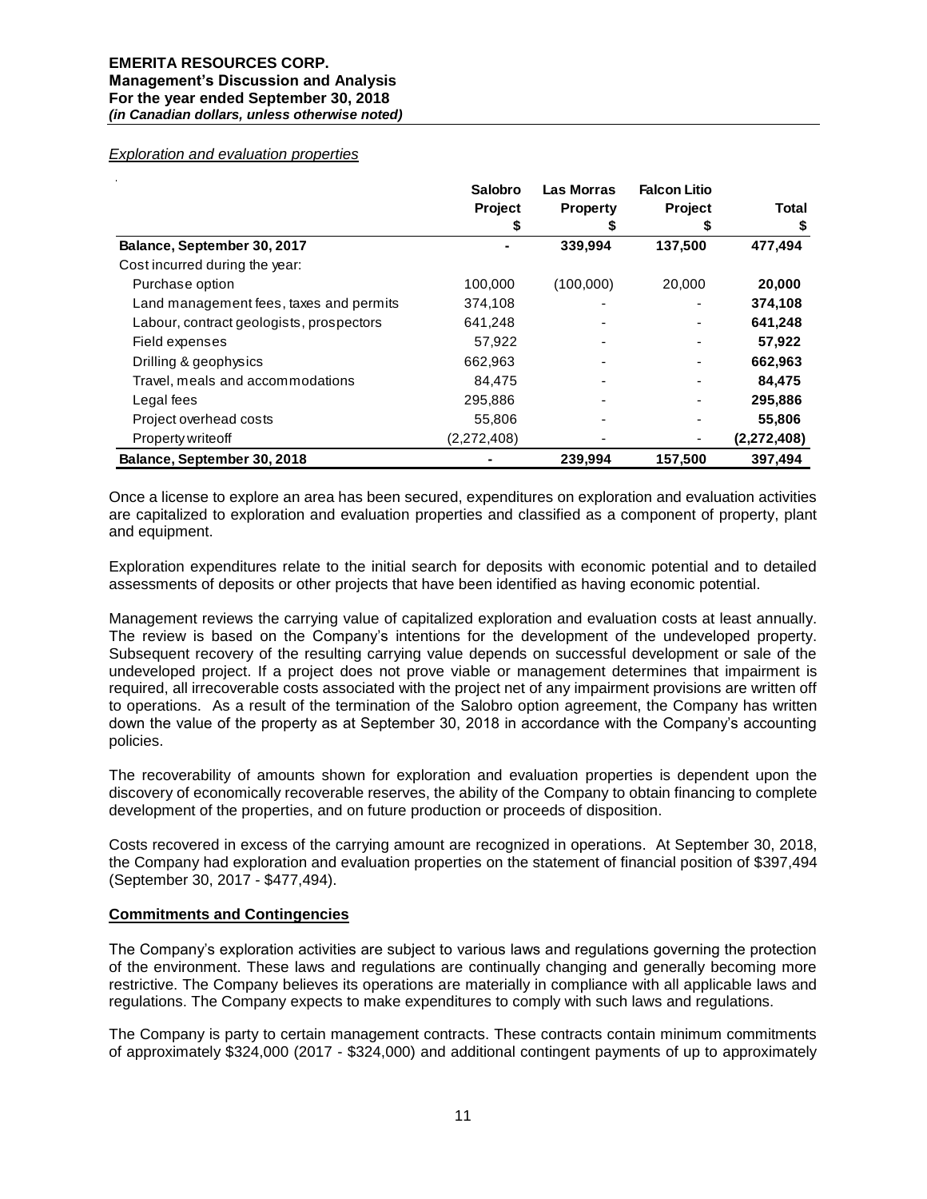*Exploration and evaluation properties*

| | Salobro Project | Las Morras Property | Falcon Litio Project | Total |
|---|---|---|---|---|
| | $ | $ | $ | $ |
| **Balance, September 30, 2017** | - | **339,994** | **137,500** | **477,494** |
| Cost incurred during the year: | | | | |
| Purchase option | 100,000 | (100,000) | 20,000 | **20,000** |
| Land management fees, taxes and permits | 374,108 | - | - | **374,108** |
| Labour, contract geologists, prospectors | 641,248 | - | - | **641,248** |
| Field expenses | 57,922 | - | - | **57,922** |
| Drilling & geophysics | 662,963 | - | - | **662,963** |
| Travel, meals and accommodations | 84,475 | - | - | **84,475** |
| Legal fees | 295,886 | - | - | **295,886** |
| Project overhead costs | 55,806 | - | - | **55,806** |
| Property writeoff | (2,272,408) | - | - | **(2,272,408)** |
| **Balance, September 30, 2018** | - | **239,994** | **157,500** | **397,494** |

Once a license to explore an area has been secured, expenditures on exploration and evaluation activities are capitalized to exploration and evaluation properties and classified as a component of property, plant and equipment.

Exploration expenditures relate to the initial search for deposits with economic potential and to detailed assessments of deposits or other projects that have been identified as having economic potential.

Management reviews the carrying value of capitalized exploration and evaluation costs at least annually. The review is based on the Company's intentions for the development of the undeveloped property. Subsequent recovery of the resulting carrying value depends on successful development or sale of the undeveloped project. If a project does not prove viable or management determines that impairment is required, all irrecoverable costs associated with the project net of any impairment provisions are written off to operations. As a result of the termination of the Salobro option agreement, the Company has written down the value of the property as at September 30, 2018 in accordance with the Company's accounting policies.

The recoverability of amounts shown for exploration and evaluation properties is dependent upon the discovery of economically recoverable reserves, the ability of the Company to obtain financing to complete development of the properties, and on future production or proceeds of disposition.

Costs recovered in excess of the carrying amount are recognized in operations. At September 30, 2018, the Company had exploration and evaluation properties on the statement of financial position of $397,494 (September 30, 2017 - $477,494).

## Commitments and Contingencies

The Company's exploration activities are subject to various laws and regulations governing the protection of the environment. These laws and regulations are continually changing and generally becoming more restrictive. The Company believes its operations are materially in compliance with all applicable laws and regulations. The Company expects to make expenditures to comply with such laws and regulations.

The Company is party to certain management contracts. These contracts contain minimum commitments of approximately $324,000 (2017 - $324,000) and additional contingent payments of up to approximately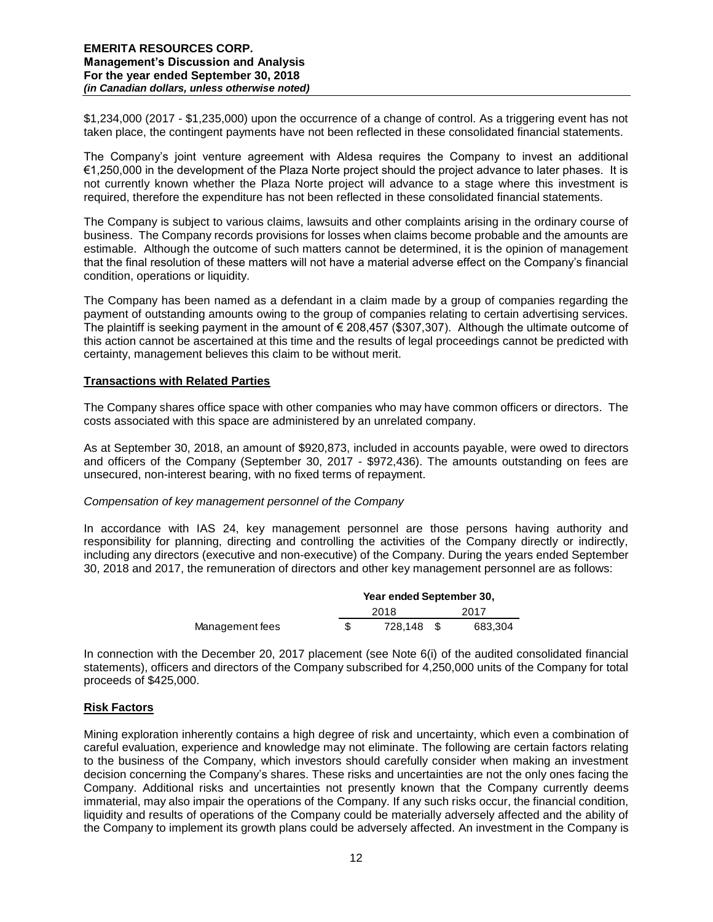$1,234,000 (2017 - $1,235,000) upon the occurrence of a change of control. As a triggering event has not taken place, the contingent payments have not been reflected in these consolidated financial statements.

The Company's joint venture agreement with Aldesa requires the Company to invest an additional €1,250,000 in the development of the Plaza Norte project should the project advance to later phases. It is not currently known whether the Plaza Norte project will advance to a stage where this investment is required, therefore the expenditure has not been reflected in these consolidated financial statements.

The Company is subject to various claims, lawsuits and other complaints arising in the ordinary course of business. The Company records provisions for losses when claims become probable and the amounts are estimable. Although the outcome of such matters cannot be determined, it is the opinion of management that the final resolution of these matters will not have a material adverse effect on the Company's financial condition, operations or liquidity.

The Company has been named as a defendant in a claim made by a group of companies regarding the payment of outstanding amounts owing to the group of companies relating to certain advertising services. The plaintiff is seeking payment in the amount of € 208,457 ($307,307). Although the ultimate outcome of this action cannot be ascertained at this time and the results of legal proceedings cannot be predicted with certainty, management believes this claim to be without merit.

## Transactions with Related Parties

The Company shares office space with other companies who may have common officers or directors. The costs associated with this space are administered by an unrelated company.

As at September 30, 2018, an amount of $920,873, included in accounts payable, were owed to directors and officers of the Company (September 30, 2017 - $972,436). The amounts outstanding on fees are unsecured, non-interest bearing, with no fixed terms of repayment.

*Compensation of key management personnel of the Company*

In accordance with IAS 24, key management personnel are those persons having authority and responsibility for planning, directing and controlling the activities of the Company directly or indirectly, including any directors (executive and non-executive) of the Company. During the years ended September 30, 2018 and 2017, the remuneration of directors and other key management personnel are as follows:

| | Year ended September 30, | |
|---|---|---|
| | 2018 | 2017 |
| Management fees | $ 728,148 | $ 683,304 |

In connection with the December 20, 2017 placement (see Note 6(i) of the audited consolidated financial statements), officers and directors of the Company subscribed for 4,250,000 units of the Company for total proceeds of $425,000.

## Risk Factors

Mining exploration inherently contains a high degree of risk and uncertainty, which even a combination of careful evaluation, experience and knowledge may not eliminate. The following are certain factors relating to the business of the Company, which investors should carefully consider when making an investment decision concerning the Company's shares. These risks and uncertainties are not the only ones facing the Company. Additional risks and uncertainties not presently known that the Company currently deems immaterial, may also impair the operations of the Company. If any such risks occur, the financial condition, liquidity and results of operations of the Company could be materially adversely affected and the ability of the Company to implement its growth plans could be adversely affected. An investment in the Company is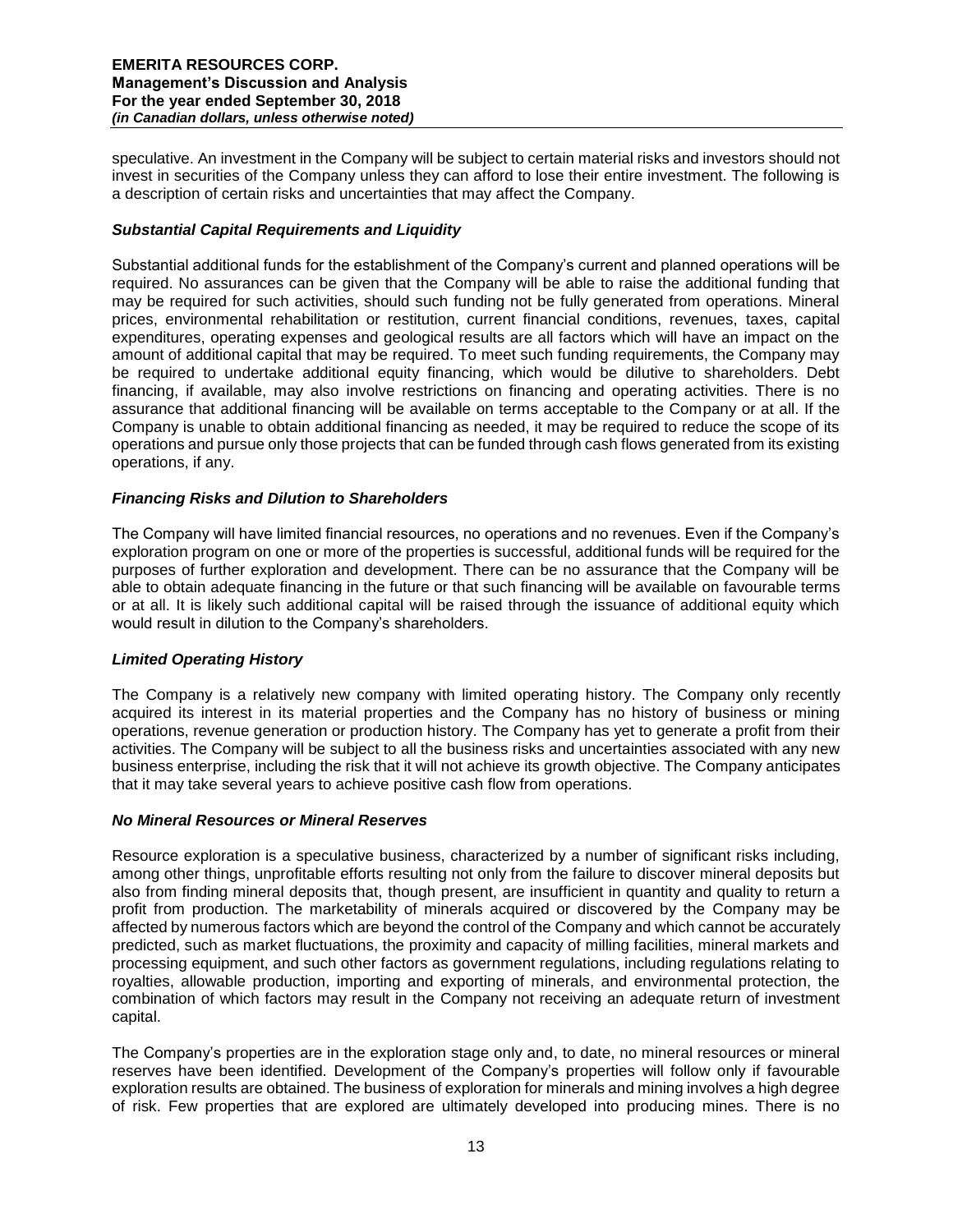speculative. An investment in the Company will be subject to certain material risks and investors should not invest in securities of the Company unless they can afford to lose their entire investment. The following is a description of certain risks and uncertainties that may affect the Company.

### *Substantial Capital Requirements and Liquidity*

Substantial additional funds for the establishment of the Company's current and planned operations will be required. No assurances can be given that the Company will be able to raise the additional funding that may be required for such activities, should such funding not be fully generated from operations. Mineral prices, environmental rehabilitation or restitution, current financial conditions, revenues, taxes, capital expenditures, operating expenses and geological results are all factors which will have an impact on the amount of additional capital that may be required. To meet such funding requirements, the Company may be required to undertake additional equity financing, which would be dilutive to shareholders. Debt financing, if available, may also involve restrictions on financing and operating activities. There is no assurance that additional financing will be available on terms acceptable to the Company or at all. If the Company is unable to obtain additional financing as needed, it may be required to reduce the scope of its operations and pursue only those projects that can be funded through cash flows generated from its existing operations, if any.

### *Financing Risks and Dilution to Shareholders*

The Company will have limited financial resources, no operations and no revenues. Even if the Company's exploration program on one or more of the properties is successful, additional funds will be required for the purposes of further exploration and development. There can be no assurance that the Company will be able to obtain adequate financing in the future or that such financing will be available on favourable terms or at all. It is likely such additional capital will be raised through the issuance of additional equity which would result in dilution to the Company's shareholders.

### *Limited Operating History*

The Company is a relatively new company with limited operating history. The Company only recently acquired its interest in its material properties and the Company has no history of business or mining operations, revenue generation or production history. The Company has yet to generate a profit from their activities. The Company will be subject to all the business risks and uncertainties associated with any new business enterprise, including the risk that it will not achieve its growth objective. The Company anticipates that it may take several years to achieve positive cash flow from operations.

### *No Mineral Resources or Mineral Reserves*

Resource exploration is a speculative business, characterized by a number of significant risks including, among other things, unprofitable efforts resulting not only from the failure to discover mineral deposits but also from finding mineral deposits that, though present, are insufficient in quantity and quality to return a profit from production. The marketability of minerals acquired or discovered by the Company may be affected by numerous factors which are beyond the control of the Company and which cannot be accurately predicted, such as market fluctuations, the proximity and capacity of milling facilities, mineral markets and processing equipment, and such other factors as government regulations, including regulations relating to royalties, allowable production, importing and exporting of minerals, and environmental protection, the combination of which factors may result in the Company not receiving an adequate return of investment capital.

The Company's properties are in the exploration stage only and, to date, no mineral resources or mineral reserves have been identified. Development of the Company's properties will follow only if favourable exploration results are obtained. The business of exploration for minerals and mining involves a high degree of risk. Few properties that are explored are ultimately developed into producing mines. There is no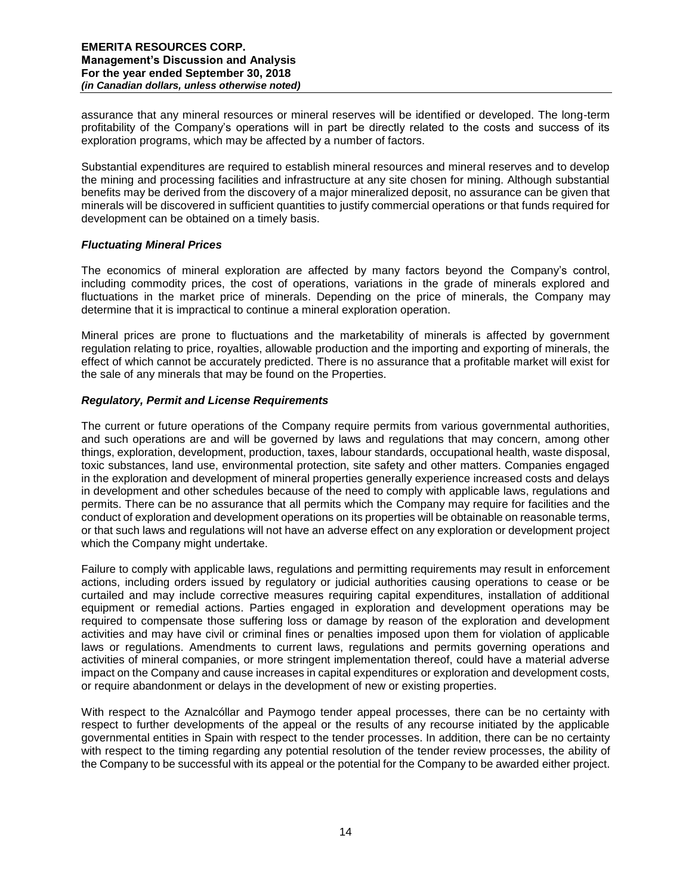assurance that any mineral resources or mineral reserves will be identified or developed. The long-term profitability of the Company's operations will in part be directly related to the costs and success of its exploration programs, which may be affected by a number of factors.

Substantial expenditures are required to establish mineral resources and mineral reserves and to develop the mining and processing facilities and infrastructure at any site chosen for mining. Although substantial benefits may be derived from the discovery of a major mineralized deposit, no assurance can be given that minerals will be discovered in sufficient quantities to justify commercial operations or that funds required for development can be obtained on a timely basis.

### *Fluctuating Mineral Prices*

The economics of mineral exploration are affected by many factors beyond the Company's control, including commodity prices, the cost of operations, variations in the grade of minerals explored and fluctuations in the market price of minerals. Depending on the price of minerals, the Company may determine that it is impractical to continue a mineral exploration operation.

Mineral prices are prone to fluctuations and the marketability of minerals is affected by government regulation relating to price, royalties, allowable production and the importing and exporting of minerals, the effect of which cannot be accurately predicted. There is no assurance that a profitable market will exist for the sale of any minerals that may be found on the Properties.

### *Regulatory, Permit and License Requirements*

The current or future operations of the Company require permits from various governmental authorities, and such operations are and will be governed by laws and regulations that may concern, among other things, exploration, development, production, taxes, labour standards, occupational health, waste disposal, toxic substances, land use, environmental protection, site safety and other matters. Companies engaged in the exploration and development of mineral properties generally experience increased costs and delays in development and other schedules because of the need to comply with applicable laws, regulations and permits. There can be no assurance that all permits which the Company may require for facilities and the conduct of exploration and development operations on its properties will be obtainable on reasonable terms, or that such laws and regulations will not have an adverse effect on any exploration or development project which the Company might undertake.

Failure to comply with applicable laws, regulations and permitting requirements may result in enforcement actions, including orders issued by regulatory or judicial authorities causing operations to cease or be curtailed and may include corrective measures requiring capital expenditures, installation of additional equipment or remedial actions. Parties engaged in exploration and development operations may be required to compensate those suffering loss or damage by reason of the exploration and development activities and may have civil or criminal fines or penalties imposed upon them for violation of applicable laws or regulations. Amendments to current laws, regulations and permits governing operations and activities of mineral companies, or more stringent implementation thereof, could have a material adverse impact on the Company and cause increases in capital expenditures or exploration and development costs, or require abandonment or delays in the development of new or existing properties.

With respect to the Aznalcóllar and Paymogo tender appeal processes, there can be no certainty with respect to further developments of the appeal or the results of any recourse initiated by the applicable governmental entities in Spain with respect to the tender processes. In addition, there can be no certainty with respect to the timing regarding any potential resolution of the tender review processes, the ability of the Company to be successful with its appeal or the potential for the Company to be awarded either project.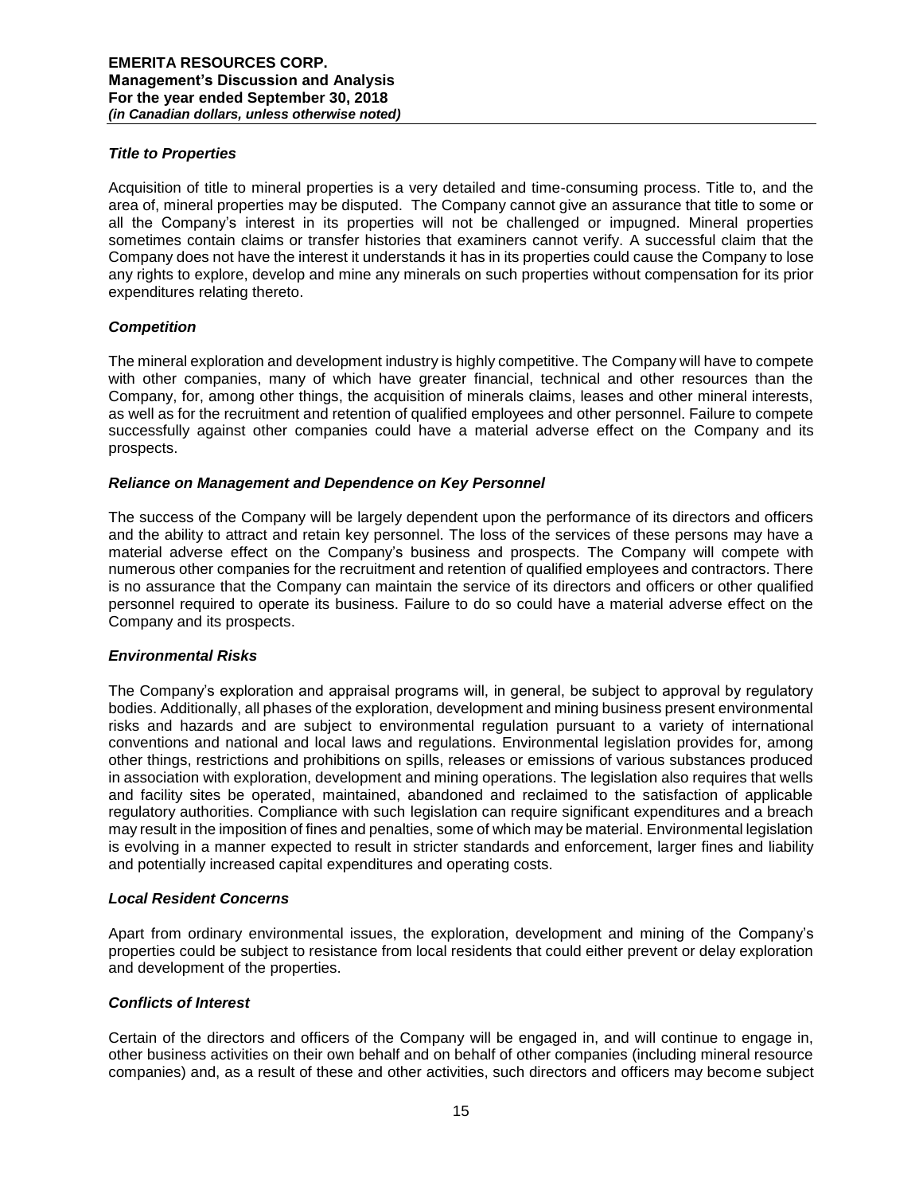### *Title to Properties*

Acquisition of title to mineral properties is a very detailed and time-consuming process. Title to, and the area of, mineral properties may be disputed. The Company cannot give an assurance that title to some or all the Company's interest in its properties will not be challenged or impugned. Mineral properties sometimes contain claims or transfer histories that examiners cannot verify. A successful claim that the Company does not have the interest it understands it has in its properties could cause the Company to lose any rights to explore, develop and mine any minerals on such properties without compensation for its prior expenditures relating thereto.

### *Competition*

The mineral exploration and development industry is highly competitive. The Company will have to compete with other companies, many of which have greater financial, technical and other resources than the Company, for, among other things, the acquisition of minerals claims, leases and other mineral interests, as well as for the recruitment and retention of qualified employees and other personnel. Failure to compete successfully against other companies could have a material adverse effect on the Company and its prospects.

### *Reliance on Management and Dependence on Key Personnel*

The success of the Company will be largely dependent upon the performance of its directors and officers and the ability to attract and retain key personnel. The loss of the services of these persons may have a material adverse effect on the Company's business and prospects. The Company will compete with numerous other companies for the recruitment and retention of qualified employees and contractors. There is no assurance that the Company can maintain the service of its directors and officers or other qualified personnel required to operate its business. Failure to do so could have a material adverse effect on the Company and its prospects.

### *Environmental Risks*

The Company's exploration and appraisal programs will, in general, be subject to approval by regulatory bodies. Additionally, all phases of the exploration, development and mining business present environmental risks and hazards and are subject to environmental regulation pursuant to a variety of international conventions and national and local laws and regulations. Environmental legislation provides for, among other things, restrictions and prohibitions on spills, releases or emissions of various substances produced in association with exploration, development and mining operations. The legislation also requires that wells and facility sites be operated, maintained, abandoned and reclaimed to the satisfaction of applicable regulatory authorities. Compliance with such legislation can require significant expenditures and a breach may result in the imposition of fines and penalties, some of which may be material. Environmental legislation is evolving in a manner expected to result in stricter standards and enforcement, larger fines and liability and potentially increased capital expenditures and operating costs.

### *Local Resident Concerns*

Apart from ordinary environmental issues, the exploration, development and mining of the Company's properties could be subject to resistance from local residents that could either prevent or delay exploration and development of the properties.

### *Conflicts of Interest*

Certain of the directors and officers of the Company will be engaged in, and will continue to engage in, other business activities on their own behalf and on behalf of other companies (including mineral resource companies) and, as a result of these and other activities, such directors and officers may become subject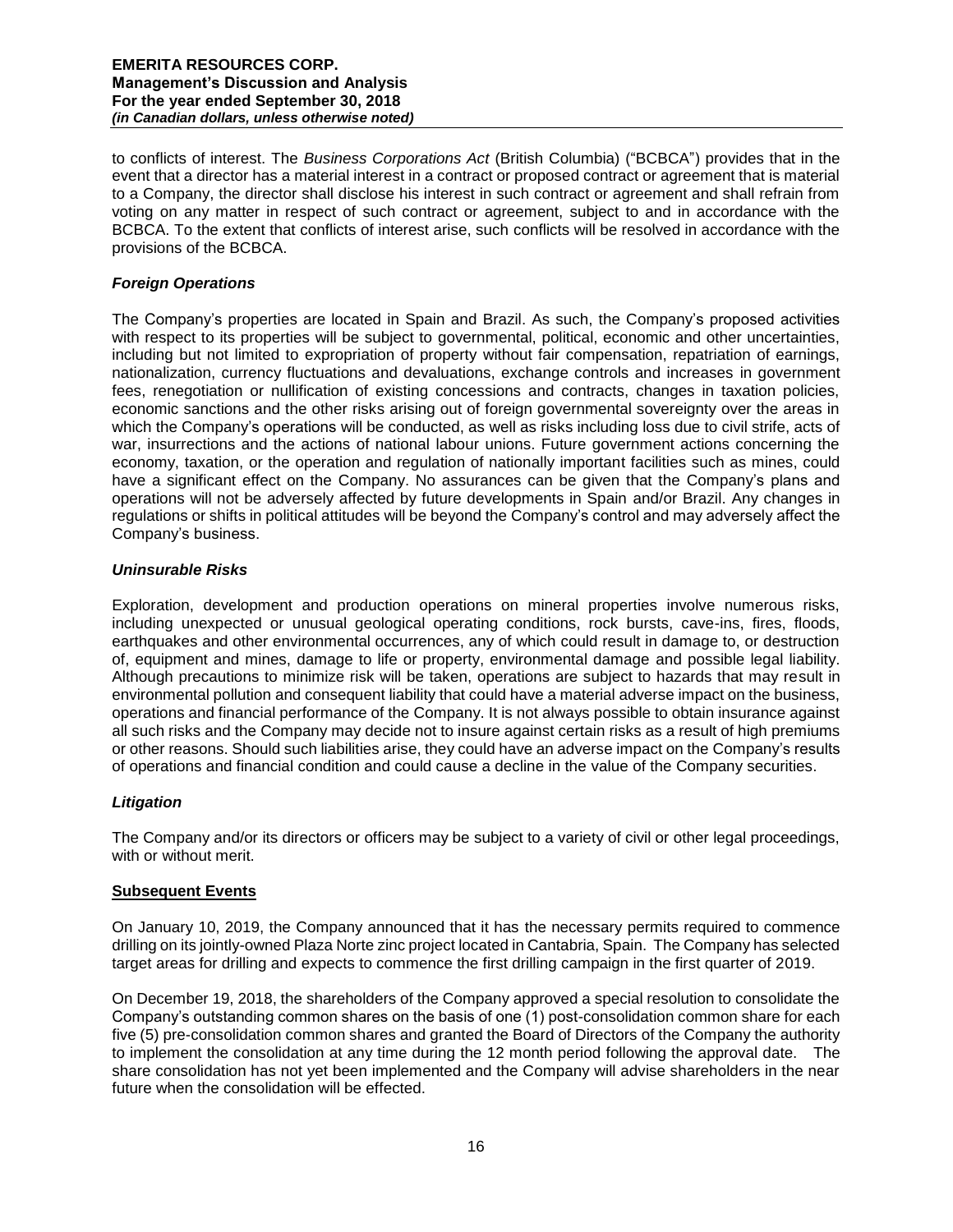to conflicts of interest. The *Business Corporations Act* (British Columbia) ("BCBCA") provides that in the event that a director has a material interest in a contract or proposed contract or agreement that is material to a Company, the director shall disclose his interest in such contract or agreement and shall refrain from voting on any matter in respect of such contract or agreement, subject to and in accordance with the BCBCA. To the extent that conflicts of interest arise, such conflicts will be resolved in accordance with the provisions of the BCBCA.

### *Foreign Operations*

The Company's properties are located in Spain and Brazil. As such, the Company's proposed activities with respect to its properties will be subject to governmental, political, economic and other uncertainties, including but not limited to expropriation of property without fair compensation, repatriation of earnings, nationalization, currency fluctuations and devaluations, exchange controls and increases in government fees, renegotiation or nullification of existing concessions and contracts, changes in taxation policies, economic sanctions and the other risks arising out of foreign governmental sovereignty over the areas in which the Company's operations will be conducted, as well as risks including loss due to civil strife, acts of war, insurrections and the actions of national labour unions. Future government actions concerning the economy, taxation, or the operation and regulation of nationally important facilities such as mines, could have a significant effect on the Company. No assurances can be given that the Company's plans and operations will not be adversely affected by future developments in Spain and/or Brazil. Any changes in regulations or shifts in political attitudes will be beyond the Company's control and may adversely affect the Company's business.

### *Uninsurable Risks*

Exploration, development and production operations on mineral properties involve numerous risks, including unexpected or unusual geological operating conditions, rock bursts, cave-ins, fires, floods, earthquakes and other environmental occurrences, any of which could result in damage to, or destruction of, equipment and mines, damage to life or property, environmental damage and possible legal liability. Although precautions to minimize risk will be taken, operations are subject to hazards that may result in environmental pollution and consequent liability that could have a material adverse impact on the business, operations and financial performance of the Company. It is not always possible to obtain insurance against all such risks and the Company may decide not to insure against certain risks as a result of high premiums or other reasons. Should such liabilities arise, they could have an adverse impact on the Company's results of operations and financial condition and could cause a decline in the value of the Company securities.

### *Litigation*

The Company and/or its directors or officers may be subject to a variety of civil or other legal proceedings, with or without merit.

## **Subsequent Events**

On January 10, 2019, the Company announced that it has the necessary permits required to commence drilling on its jointly-owned Plaza Norte zinc project located in Cantabria, Spain. The Company has selected target areas for drilling and expects to commence the first drilling campaign in the first quarter of 2019.

On December 19, 2018, the shareholders of the Company approved a special resolution to consolidate the Company's outstanding common shares on the basis of one (1) post-consolidation common share for each five (5) pre-consolidation common shares and granted the Board of Directors of the Company the authority to implement the consolidation at any time during the 12 month period following the approval date. The share consolidation has not yet been implemented and the Company will advise shareholders in the near future when the consolidation will be effected.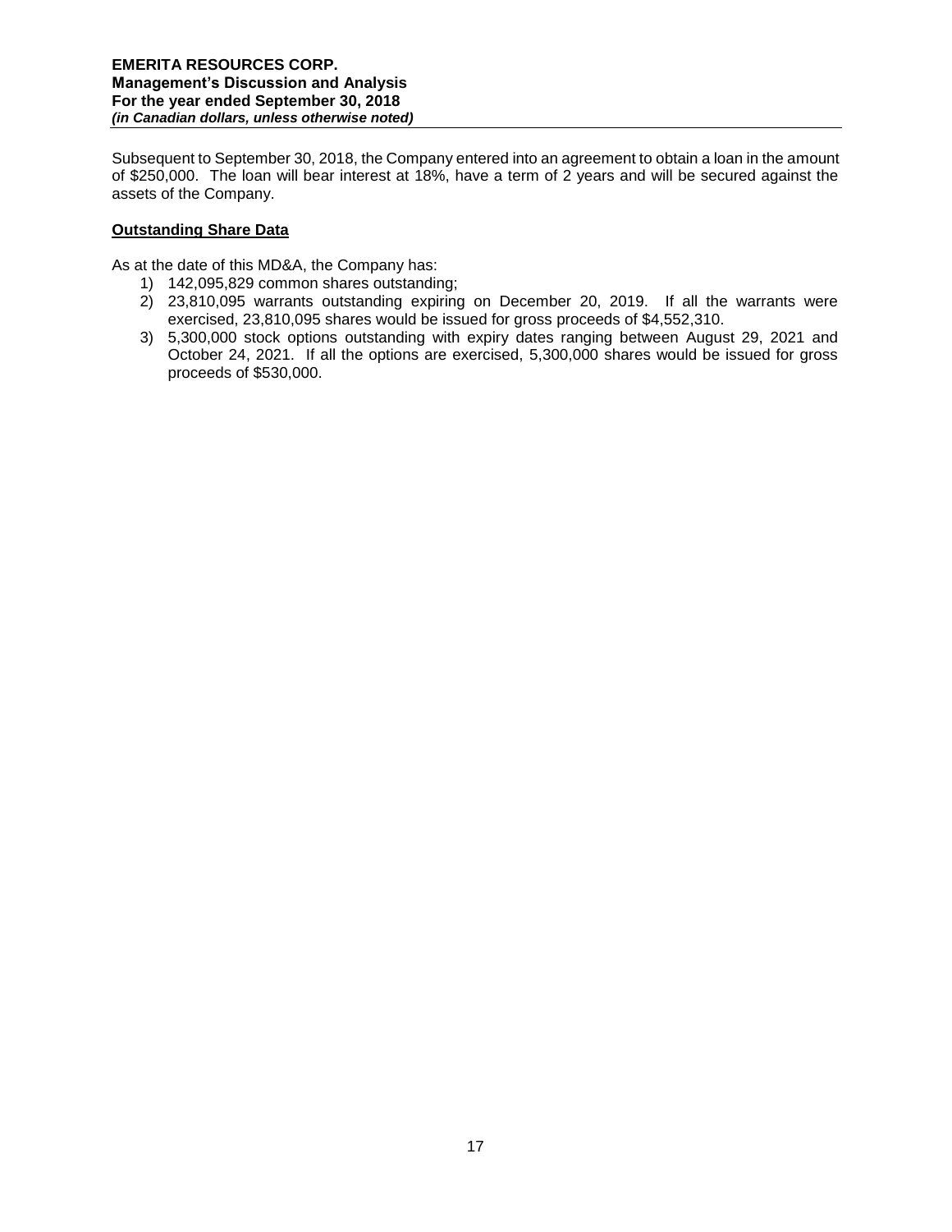Subsequent to September 30, 2018, the Company entered into an agreement to obtain a loan in the amount of $250,000. The loan will bear interest at 18%, have a term of 2 years and will be secured against the assets of the Company.

**Outstanding Share Data**

As at the date of this MD&A, the Company has:

1) 142,095,829 common shares outstanding;
2) 23,810,095 warrants outstanding expiring on December 20, 2019. If all the warrants were exercised, 23,810,095 shares would be issued for gross proceeds of $4,552,310.
3) 5,300,000 stock options outstanding with expiry dates ranging between August 29, 2021 and October 24, 2021. If all the options are exercised, 5,300,000 shares would be issued for gross proceeds of $530,000.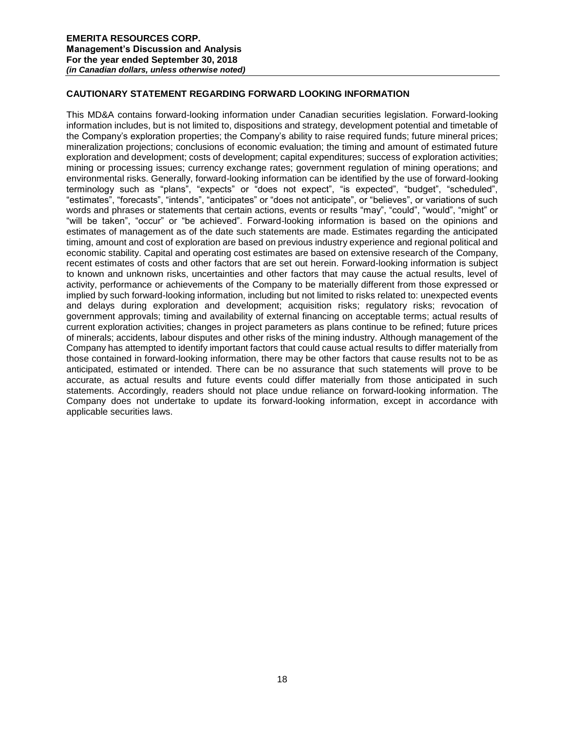## CAUTIONARY STATEMENT REGARDING FORWARD LOOKING INFORMATION

This MD&A contains forward-looking information under Canadian securities legislation. Forward-looking information includes, but is not limited to, dispositions and strategy, development potential and timetable of the Company's exploration properties; the Company's ability to raise required funds; future mineral prices; mineralization projections; conclusions of economic evaluation; the timing and amount of estimated future exploration and development; costs of development; capital expenditures; success of exploration activities; mining or processing issues; currency exchange rates; government regulation of mining operations; and environmental risks. Generally, forward-looking information can be identified by the use of forward-looking terminology such as "plans", "expects" or "does not expect", "is expected", "budget", "scheduled", "estimates", "forecasts", "intends", "anticipates" or "does not anticipate", or "believes", or variations of such words and phrases or statements that certain actions, events or results "may", "could", "would", "might" or "will be taken", "occur" or "be achieved". Forward-looking information is based on the opinions and estimates of management as of the date such statements are made. Estimates regarding the anticipated timing, amount and cost of exploration are based on previous industry experience and regional political and economic stability. Capital and operating cost estimates are based on extensive research of the Company, recent estimates of costs and other factors that are set out herein. Forward-looking information is subject to known and unknown risks, uncertainties and other factors that may cause the actual results, level of activity, performance or achievements of the Company to be materially different from those expressed or implied by such forward-looking information, including but not limited to risks related to: unexpected events and delays during exploration and development; acquisition risks; regulatory risks; revocation of government approvals; timing and availability of external financing on acceptable terms; actual results of current exploration activities; changes in project parameters as plans continue to be refined; future prices of minerals; accidents, labour disputes and other risks of the mining industry. Although management of the Company has attempted to identify important factors that could cause actual results to differ materially from those contained in forward-looking information, there may be other factors that cause results not to be as anticipated, estimated or intended. There can be no assurance that such statements will prove to be accurate, as actual results and future events could differ materially from those anticipated in such statements. Accordingly, readers should not place undue reliance on forward-looking information. The Company does not undertake to update its forward-looking information, except in accordance with applicable securities laws.